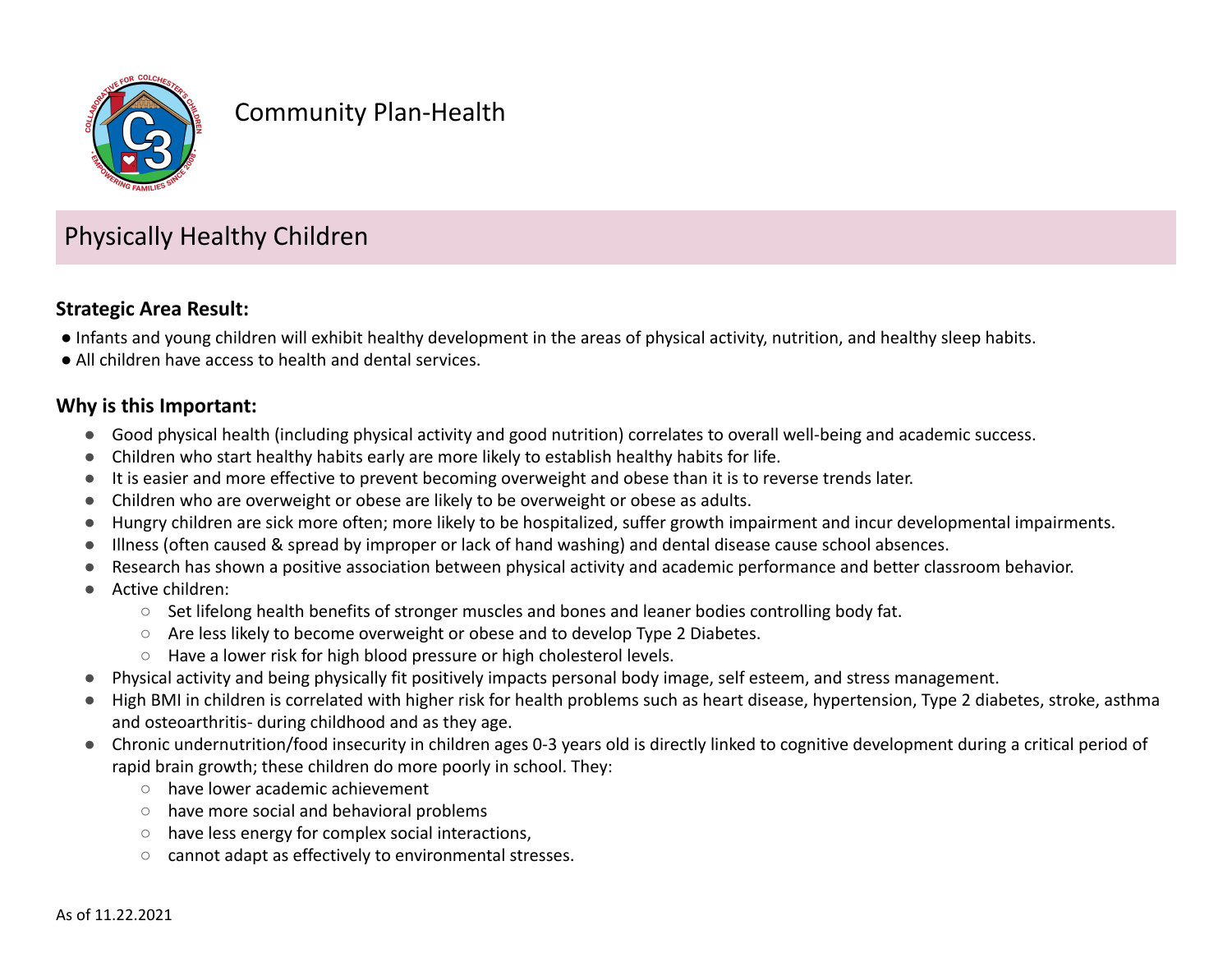# Community Plan-Health

## Physically Healthy Children

**Strategic Area Result:**

- Infants and young children will exhibit healthy development in the areas of physical activity, nutrition, and healthy sleep habits.
- All children have access to health and dental services.

**Why is this Important:**

- Good physical health (including physical activity and good nutrition) correlates to overall well-being and academic success.
- Children who start healthy habits early are more likely to establish healthy habits for life.
- It is easier and more effective to prevent becoming overweight and obese than it is to reverse trends later.
- Children who are overweight or obese are likely to be overweight or obese as adults.
- Hungry children are sick more often; more likely to be hospitalized, suffer growth impairment and incur developmental impairments.
- Illness (often caused & spread by improper or lack of hand washing) and dental disease cause school absences.
- Research has shown a positive association between physical activity and academic performance and better classroom behavior.
- Active children:
  - Set lifelong health benefits of stronger muscles and bones and leaner bodies controlling body fat.
  - Are less likely to become overweight or obese and to develop Type 2 Diabetes.
  - Have a lower risk for high blood pressure or high cholesterol levels.
- Physical activity and being physically fit positively impacts personal body image, self esteem, and stress management.
- High BMI in children is correlated with higher risk for health problems such as heart disease, hypertension, Type 2 diabetes, stroke, asthma and osteoarthritis- during childhood and as they age.
- Chronic undernutrition/food insecurity in children ages 0-3 years old is directly linked to cognitive development during a critical period of rapid brain growth; these children do more poorly in school. They:
  - have lower academic achievement
  - have more social and behavioral problems
  - have less energy for complex social interactions,
  - cannot adapt as effectively to environmental stresses.

As of 11.22.2021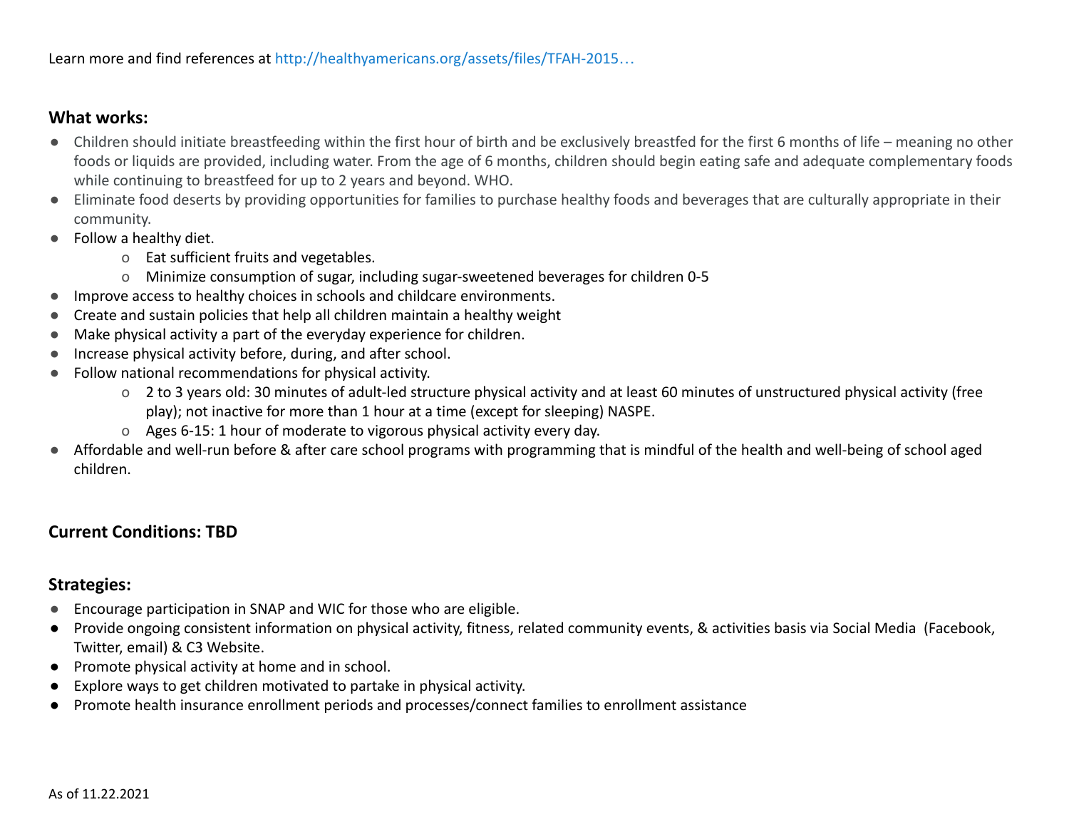Learn more and find references at http://healthyamericans.org/assets/files/TFAH-2015…

### What works:

- Children should initiate breastfeeding within the first hour of birth and be exclusively breastfed for the first 6 months of life – meaning no other foods or liquids are provided, including water. From the age of 6 months, children should begin eating safe and adequate complementary foods while continuing to breastfeed for up to 2 years and beyond. WHO.
- Eliminate food deserts by providing opportunities for families to purchase healthy foods and beverages that are culturally appropriate in their community.
- Follow a healthy diet.
  - Eat sufficient fruits and vegetables.
  - Minimize consumption of sugar, including sugar-sweetened beverages for children 0-5
- Improve access to healthy choices in schools and childcare environments.
- Create and sustain policies that help all children maintain a healthy weight
- Make physical activity a part of the everyday experience for children.
- Increase physical activity before, during, and after school.
- Follow national recommendations for physical activity.
  - 2 to 3 years old: 30 minutes of adult-led structure physical activity and at least 60 minutes of unstructured physical activity (free play); not inactive for more than 1 hour at a time (except for sleeping) NASPE.
  - Ages 6-15: 1 hour of moderate to vigorous physical activity every day.
- Affordable and well-run before & after care school programs with programming that is mindful of the health and well-being of school aged children.

### Current Conditions: TBD

### Strategies:

- Encourage participation in SNAP and WIC for those who are eligible.
- Provide ongoing consistent information on physical activity, fitness, related community events, & activities basis via Social Media (Facebook, Twitter, email) & C3 Website.
- Promote physical activity at home and in school.
- Explore ways to get children motivated to partake in physical activity.
- Promote health insurance enrollment periods and processes/connect families to enrollment assistance

As of 11.22.2021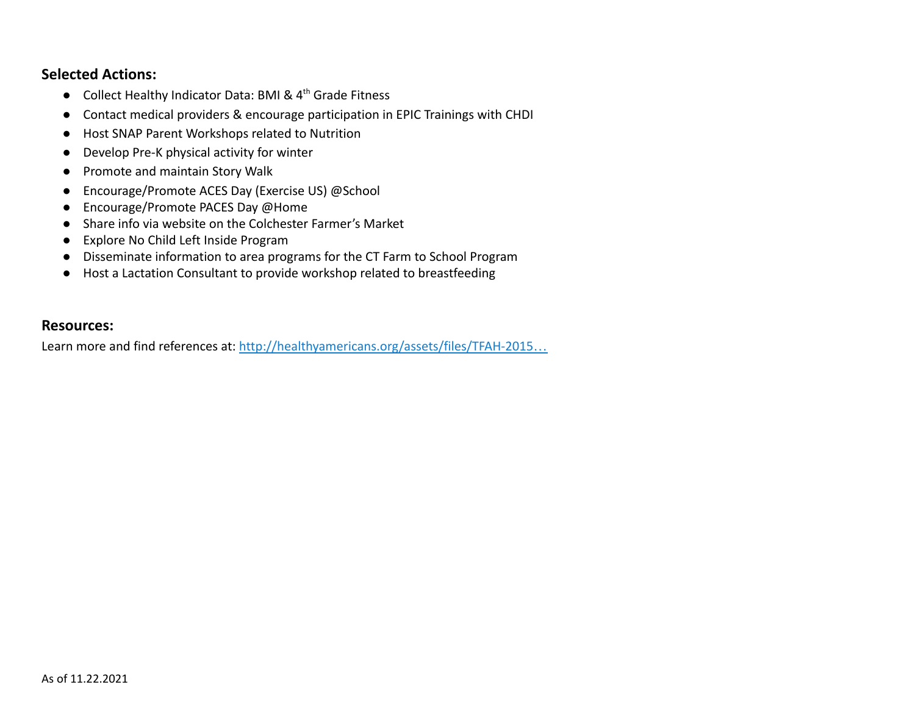**Selected Actions:**

- Collect Healthy Indicator Data: BMI & 4th Grade Fitness
- Contact medical providers & encourage participation in EPIC Trainings with CHDI
- Host SNAP Parent Workshops related to Nutrition
- Develop Pre-K physical activity for winter
- Promote and maintain Story Walk
- Encourage/Promote ACES Day (Exercise US) @School
- Encourage/Promote PACES Day @Home
- Share info via website on the Colchester Farmer's Market
- Explore No Child Left Inside Program
- Disseminate information to area programs for the CT Farm to School Program
- Host a Lactation Consultant to provide workshop related to breastfeeding

**Resources:**

Learn more and find references at: http://healthyamericans.org/assets/files/TFAH-2015…

As of 11.22.2021